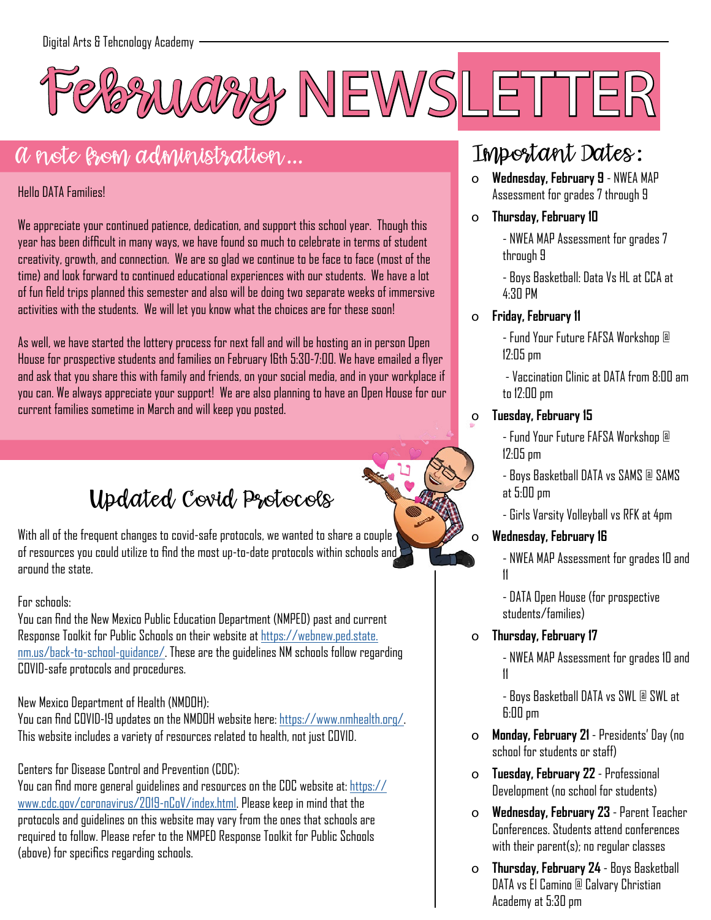Digital Arts & Tehcnology Academy

# February NEWSLETTER

## a note from administration...

Hello DATA Families!

We appreciate your continued patience, dedication, and support this school year. Though this year has been difficult in many ways, we have found so much to celebrate in terms of student creativity, growth, and connection. We are so glad we continue to be face to face (most of the time) and look forward to continued educational experiences with our students. We have a lot of fun field trips planned this semester and also will be doing two separate weeks of immersive activities with the students. We will let you know what the choices are for these soon!

As well, we have started the lottery process for next fall and will be hosting an in person Open House for prospective students and families on February 16th 5:30-7:00. We have emailed a flyer and ask that you share this with family and friends, on your social media, and in your workplace if you can. We always appreciate your support! We are also planning to have an Open House for our current families sometime in March and will keep you posted.

## Updated Covid Protocols

With all of the frequent changes to covid-safe protocols, we wanted to share a couple of resources you could utilize to find the most up-to-date protocols within schools and around the state.

For schools:
You can find the New Mexico Public Education Department (NMPED) past and current Response Toolkit for Public Schools on their website at https://webnew.ped.state.nm.us/back-to-school-guidance/. These are the guidelines NM schools follow regarding COVID-safe protocols and procedures.

New Mexico Department of Health (NMDOH):
You can find COVID-19 updates on the NMDOH website here: https://www.nmhealth.org/. This website includes a variety of resources related to health, not just COVID.

Centers for Disease Control and Prevention (CDC):
You can find more general guidelines and resources on the CDC website at: https://www.cdc.gov/coronavirus/2019-nCoV/index.html. Please keep in mind that the protocols and guidelines on this website may vary from the ones that schools are required to follow. Please refer to the NMPED Response Toolkit for Public Schools (above) for specifics regarding schools.

## Important Dates:

- **Wednesday, February 9** - NWEA MAP Assessment for grades 7 through 9
- **Thursday, February 10**
  - NWEA MAP Assessment for grades 7 through 9
  - Boys Basketball: Data Vs HL at CCA at 4:30 PM
- **Friday, February 11**
  - Fund Your Future FAFSA Workshop @ 12:05 pm
  - Vaccination Clinic at DATA from 8:00 am to 12:00 pm
- **Tuesday, February 15**
  - Fund Your Future FAFSA Workshop @ 12:05 pm
  - Boys Basketball DATA vs SAMS @ SAMS at 5:00 pm
  - Girls Varsity Volleyball vs RFK at 4pm
- **Wednesday, February 16**
  - NWEA MAP Assessment for grades 10 and 11
  - DATA Open House (for prospective students/families)
- **Thursday, February 17**
  - NWEA MAP Assessment for grades 10 and 11
  - Boys Basketball DATA vs SWL @ SWL at 6:00 pm
- **Monday, February 21** - Presidents' Day (no school for students or staff)
- **Tuesday, February 22** - Professional Development (no school for students)
- **Wednesday, February 23** - Parent Teacher Conferences. Students attend conferences with their parent(s); no regular classes
- **Thursday, February 24** - Boys Basketball DATA vs El Camino @ Calvary Christian Academy at 5:30 pm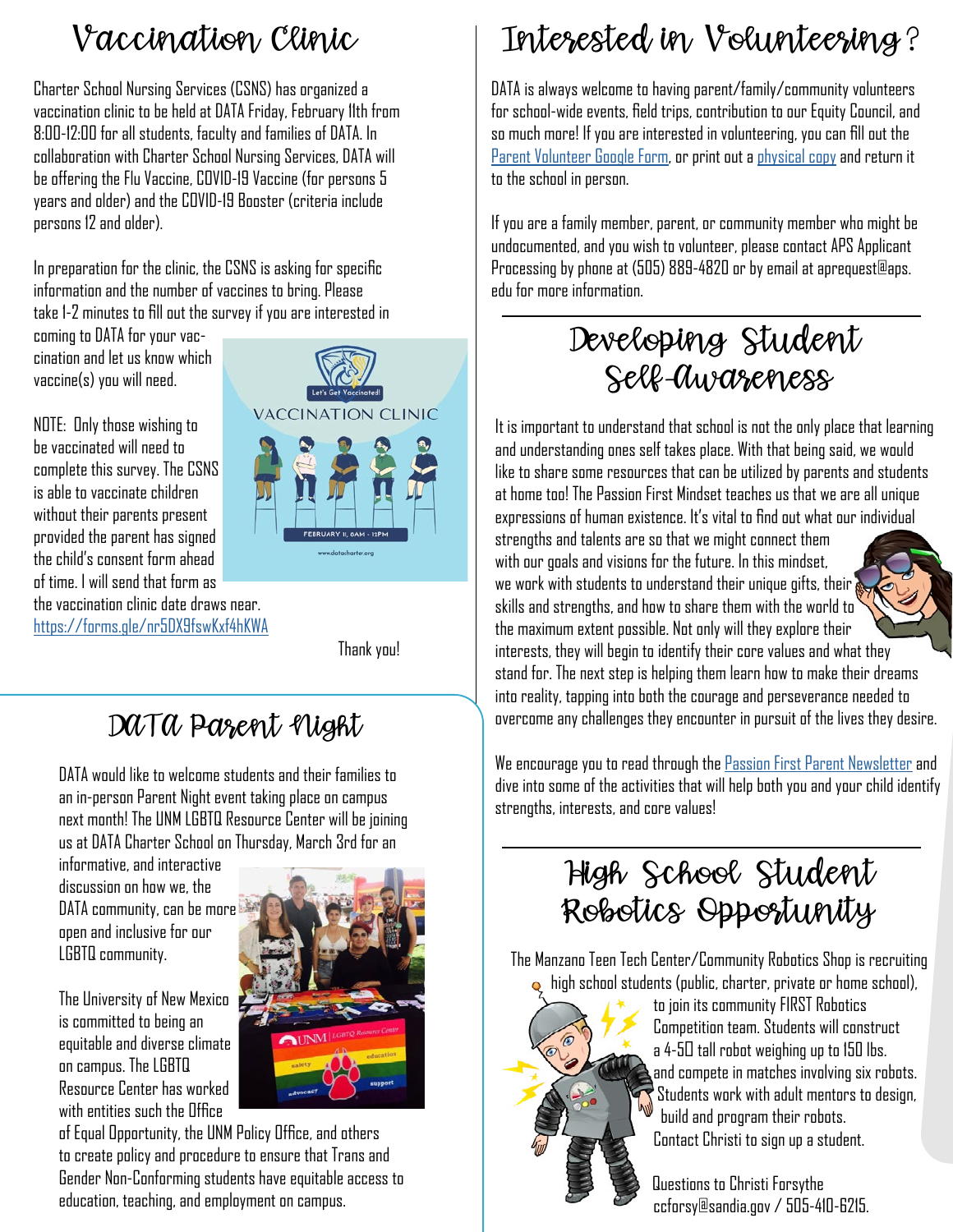# Vaccination Clinic

Charter School Nursing Services (CSNS) has organized a vaccination clinic to be held at DATA Friday, February 11th from 8:00-12:00 for all students, faculty and families of DATA. In collaboration with Charter School Nursing Services, DATA will be offering the Flu Vaccine, COVID-19 Vaccine (for persons 5 years and older) and the COVID-19 Booster (criteria include persons 12 and older).

In preparation for the clinic, the CSNS is asking for specific information and the number of vaccines to bring. Please take 1-2 minutes to fill out the survey if you are interested in coming to DATA for your vaccination and let us know which vaccine(s) you will need.

NOTE: Only those wishing to be vaccinated will need to complete this survey. The CSNS is able to vaccinate children without their parents present provided the parent has signed the child's consent form ahead of time. I will send that form as the vaccination clinic date draws near.
https://forms.gle/nr5DX9fswKxf4hKWA

Thank you!

# DATA Parent Night

DATA would like to welcome students and their families to an in-person Parent Night event taking place on campus next month! The UNM LGBTQ Resource Center will be joining us at DATA Charter School on Thursday, March 3rd for an informative, and interactive discussion on how we, the DATA community, can be more open and inclusive for our LGBTQ community.

The University of New Mexico is committed to being an equitable and diverse climate on campus. The LGBTQ Resource Center has worked with entities such the Office of Equal Opportunity, the UNM Policy Office, and others to create policy and procedure to ensure that Trans and Gender Non-Conforming students have equitable access to education, teaching, and employment on campus.

# Interested in Volunteering?

DATA is always welcome to having parent/family/community volunteers for school-wide events, field trips, contribution to our Equity Council, and so much more! If you are interested in volunteering, you can fill out the Parent Volunteer Google Form, or print out a physical copy and return it to the school in person.

If you are a family member, parent, or community member who might be undocumented, and you wish to volunteer, please contact APS Applicant Processing by phone at (505) 889-4820 or by email at aprequest@aps.edu for more information.

# Developing Student Self-Awareness

It is important to understand that school is not the only place that learning and understanding ones self takes place. With that being said, we would like to share some resources that can be utilized by parents and students at home too! The Passion First Mindset teaches us that we are all unique expressions of human existence. It's vital to find out what our individual strengths and talents are so that we might connect them with our goals and visions for the future. In this mindset, we work with students to understand their unique gifts, their skills and strengths, and how to share them with the world to the maximum extent possible. Not only will they explore their interests, they will begin to identify their core values and what they stand for. The next step is helping them learn how to make their dreams into reality, tapping into both the courage and perseverance needed to overcome any challenges they encounter in pursuit of the lives they desire.

We encourage you to read through the Passion First Parent Newsletter and dive into some of the activities that will help both you and your child identify strengths, interests, and core values!

# High School Student Robotics Opportunity

The Manzano Teen Tech Center/Community Robotics Shop is recruiting high school students (public, charter, private or home school), to join its community FIRST Robotics Competition team. Students will construct a 4-5ft tall robot weighing up to 150 lbs. and compete in matches involving six robots. Students work with adult mentors to design, build and program their robots. Contact Christi to sign up a student.

Questions to Christi Forsythe
ccforsy@sandia.gov / 505-410-6215.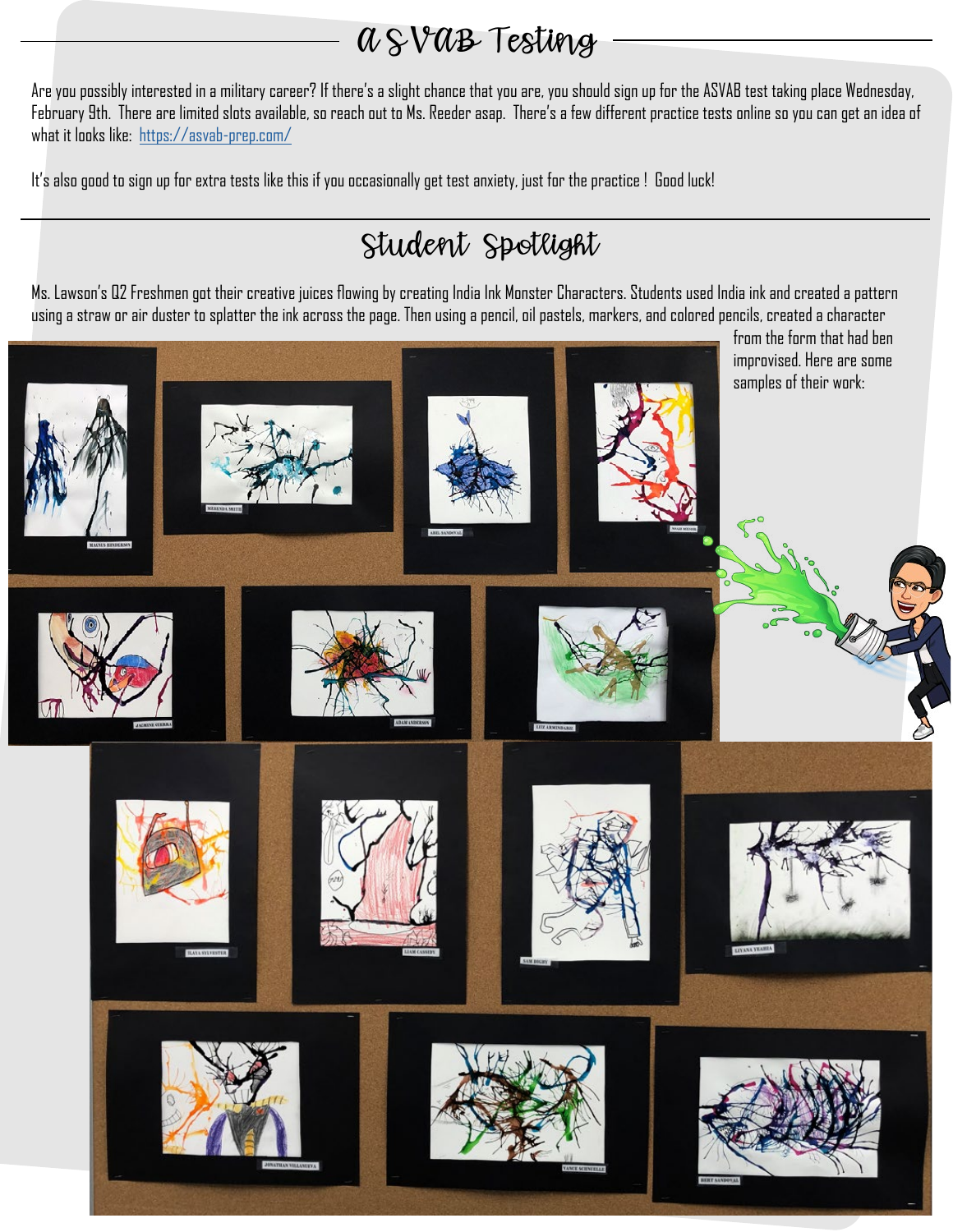## ASVAB Testing

Are you possibly interested in a military career? If there's a slight chance that you are, you should sign up for the ASVAB test taking place Wednesday, February 9th. There are limited slots available, so reach out to Ms. Reeder asap. There's a few different practice tests online so you can get an idea of what it looks like: https://asvab-prep.com/

It's also good to sign up for extra tests like this if you occasionally get test anxiety, just for the practice ! Good luck!

## Student Spotlight

Ms. Lawson's Q2 Freshmen got their creative juices flowing by creating India Ink Monster Characters. Students used India ink and created a pattern using a straw or air duster to splatter the ink across the page. Then using a pencil, oil pastels, markers, and colored pencils, created a character from the form that had ben improvised. Here are some samples of their work: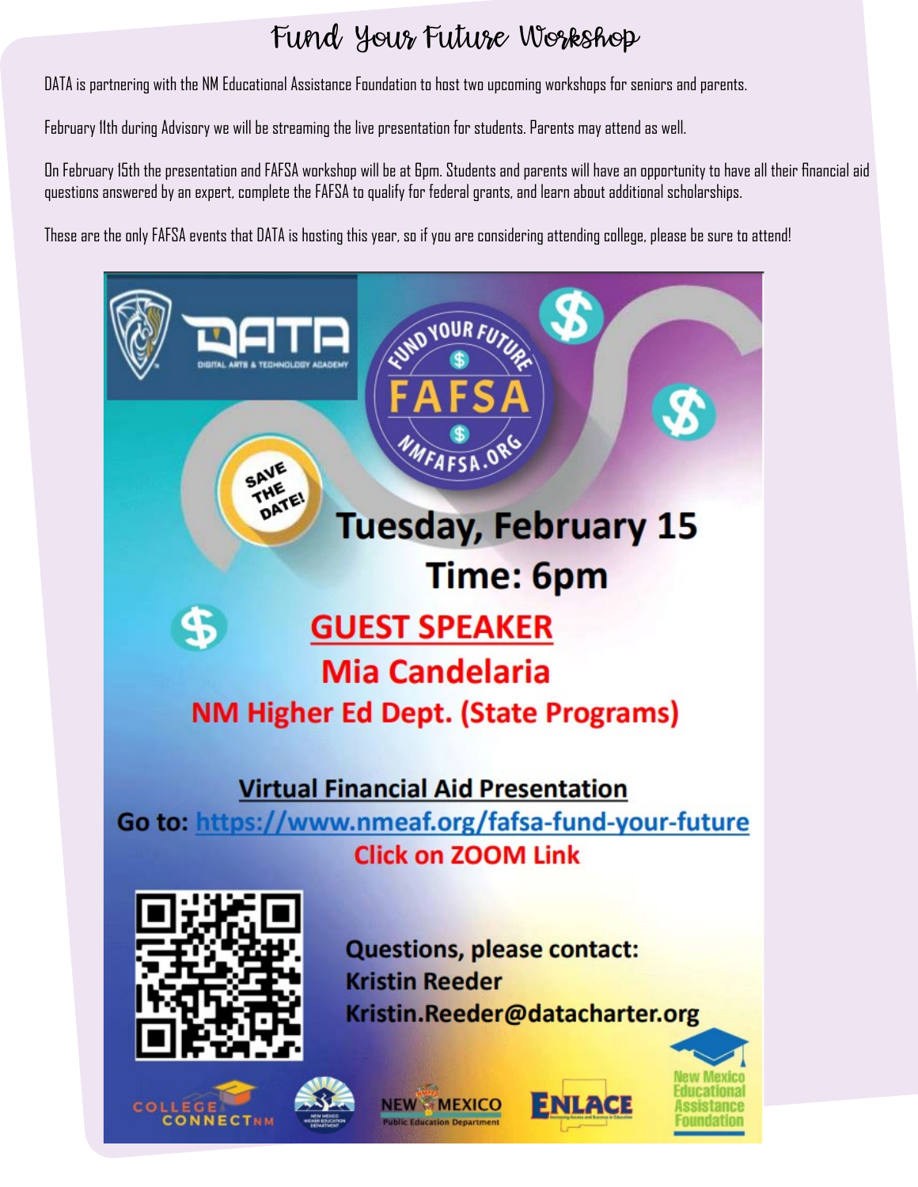# Fund Your Future Workshop

DATA is partnering with the NM Educational Assistance Foundation to host two upcoming workshops for seniors and parents.

February 11th during Advisory we will be streaming the live presentation for students. Parents may attend as well.

On February 15th the presentation and FAFSA workshop will be at 6pm. Students and parents will have an opportunity to have all their financial aid questions answered by an expert, complete the FAFSA to qualify for federal grants, and learn about additional scholarships.

These are the only FAFSA events that DATA is hosting this year, so if you are considering attending college, please be sure to attend!

DATA DIGITAL ARTS & TECHNOLOGY ACADEMY

FUND YOUR FUTURE FAFSA NMFAFSA.ORG

SAVE THE DATE!

**Tuesday, February 15**

**Time: 6pm**

**GUEST SPEAKER**

**Mia Candelaria**

**NM Higher Ed Dept. (State Programs)**

**Virtual Financial Aid Presentation**

**Go to:** https://www.nmeaf.org/fafsa-fund-your-future

**Click on ZOOM Link**

**Questions, please contact:**
**Kristin Reeder**
**Kristin.Reeder@datacharter.org**

COLLEGE CONNECT NM · New Mexico Higher Education Department · New Mexico Public Education Department · ENLACE · New Mexico Educational Assistance Foundation